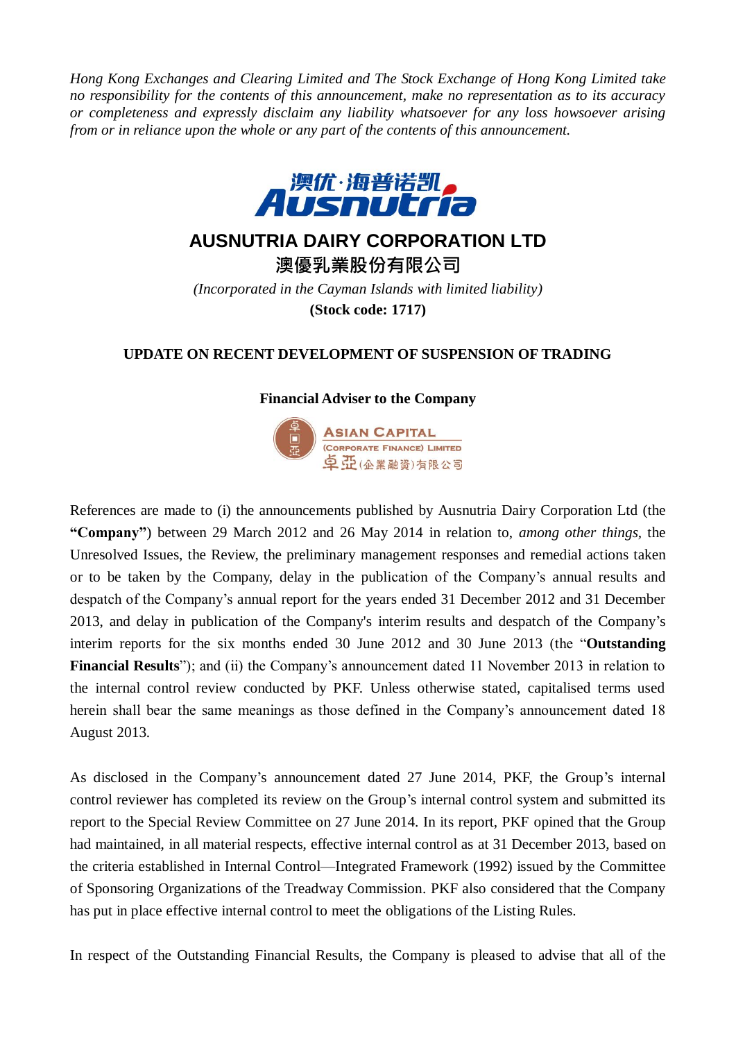*Hong Kong Exchanges and Clearing Limited and The Stock Exchange of Hong Kong Limited take no responsibility for the contents of this announcement, make no representation as to its accuracy or completeness and expressly disclaim any liability whatsoever for any loss howsoever arising from or in reliance upon the whole or any part of the contents of this announcement.*

# AUSNUTRIA DAIRY CORPORATION LTD

# 澳優乳業股份有限公司

*(Incorporated in the Cayman Islands with limited liability)*

**(Stock code: 1717)**

## UPDATE ON RECENT DEVELOPMENT OF SUSPENSION OF TRADING

**Financial Adviser to the Company**

ASIAN CAPITAL (CORPORATE FINANCE) LIMITED
卓亞(企業融資)有限公司

References are made to (i) the announcements published by Ausnutria Dairy Corporation Ltd (the **"Company"**) between 29 March 2012 and 26 May 2014 in relation to, *among other things*, the Unresolved Issues, the Review, the preliminary management responses and remedial actions taken or to be taken by the Company, delay in the publication of the Company's annual results and despatch of the Company's annual report for the years ended 31 December 2012 and 31 December 2013, and delay in publication of the Company's interim results and despatch of the Company's interim reports for the six months ended 30 June 2012 and 30 June 2013 (the "**Outstanding Financial Results**"); and (ii) the Company's announcement dated 11 November 2013 in relation to the internal control review conducted by PKF. Unless otherwise stated, capitalised terms used herein shall bear the same meanings as those defined in the Company's announcement dated 18 August 2013.

As disclosed in the Company's announcement dated 27 June 2014, PKF, the Group's internal control reviewer has completed its review on the Group's internal control system and submitted its report to the Special Review Committee on 27 June 2014. In its report, PKF opined that the Group had maintained, in all material respects, effective internal control as at 31 December 2013, based on the criteria established in Internal Control—Integrated Framework (1992) issued by the Committee of Sponsoring Organizations of the Treadway Commission. PKF also considered that the Company has put in place effective internal control to meet the obligations of the Listing Rules.

In respect of the Outstanding Financial Results, the Company is pleased to advise that all of the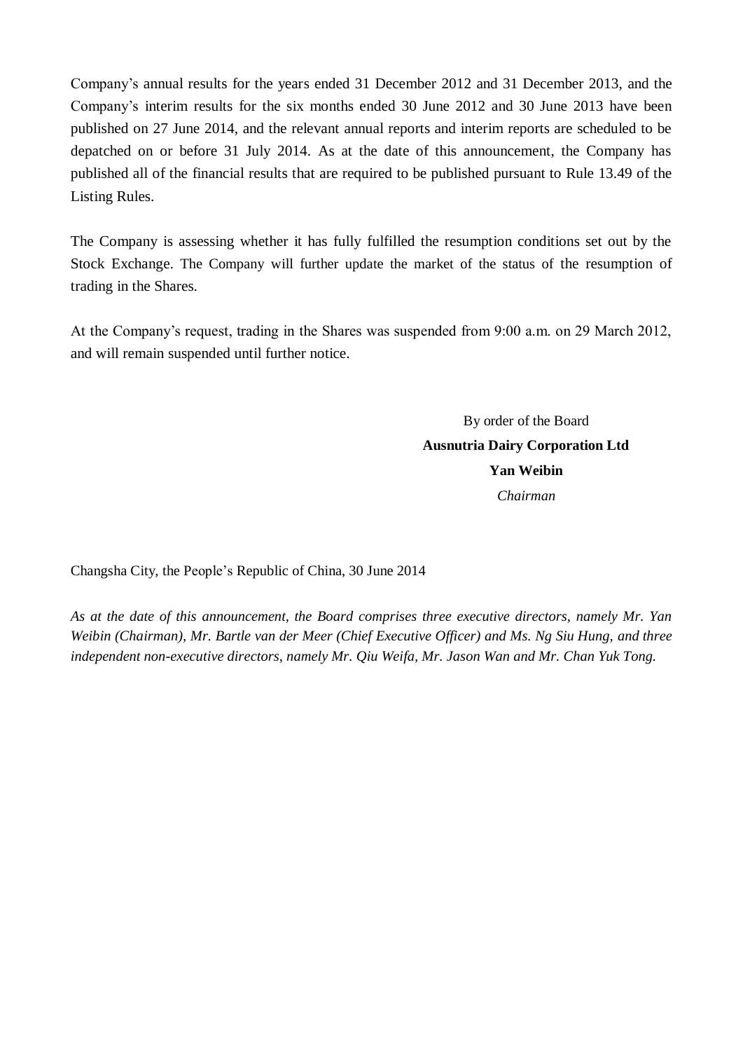Company's annual results for the years ended 31 December 2012 and 31 December 2013, and the Company's interim results for the six months ended 30 June 2012 and 30 June 2013 have been published on 27 June 2014, and the relevant annual reports and interim reports are scheduled to be depatched on or before 31 July 2014. As at the date of this announcement, the Company has published all of the financial results that are required to be published pursuant to Rule 13.49 of the Listing Rules.

The Company is assessing whether it has fully fulfilled the resumption conditions set out by the Stock Exchange. The Company will further update the market of the status of the resumption of trading in the Shares.

At the Company's request, trading in the Shares was suspended from 9:00 a.m. on 29 March 2012, and will remain suspended until further notice.

By order of the Board
**Ausnutria Dairy Corporation Ltd**
**Yan Weibin**
*Chairman*

Changsha City, the People's Republic of China, 30 June 2014

*As at the date of this announcement, the Board comprises three executive directors, namely Mr. Yan Weibin (Chairman), Mr. Bartle van der Meer (Chief Executive Officer) and Ms. Ng Siu Hung, and three independent non-executive directors, namely Mr. Qiu Weifa, Mr. Jason Wan and Mr. Chan Yuk Tong.*